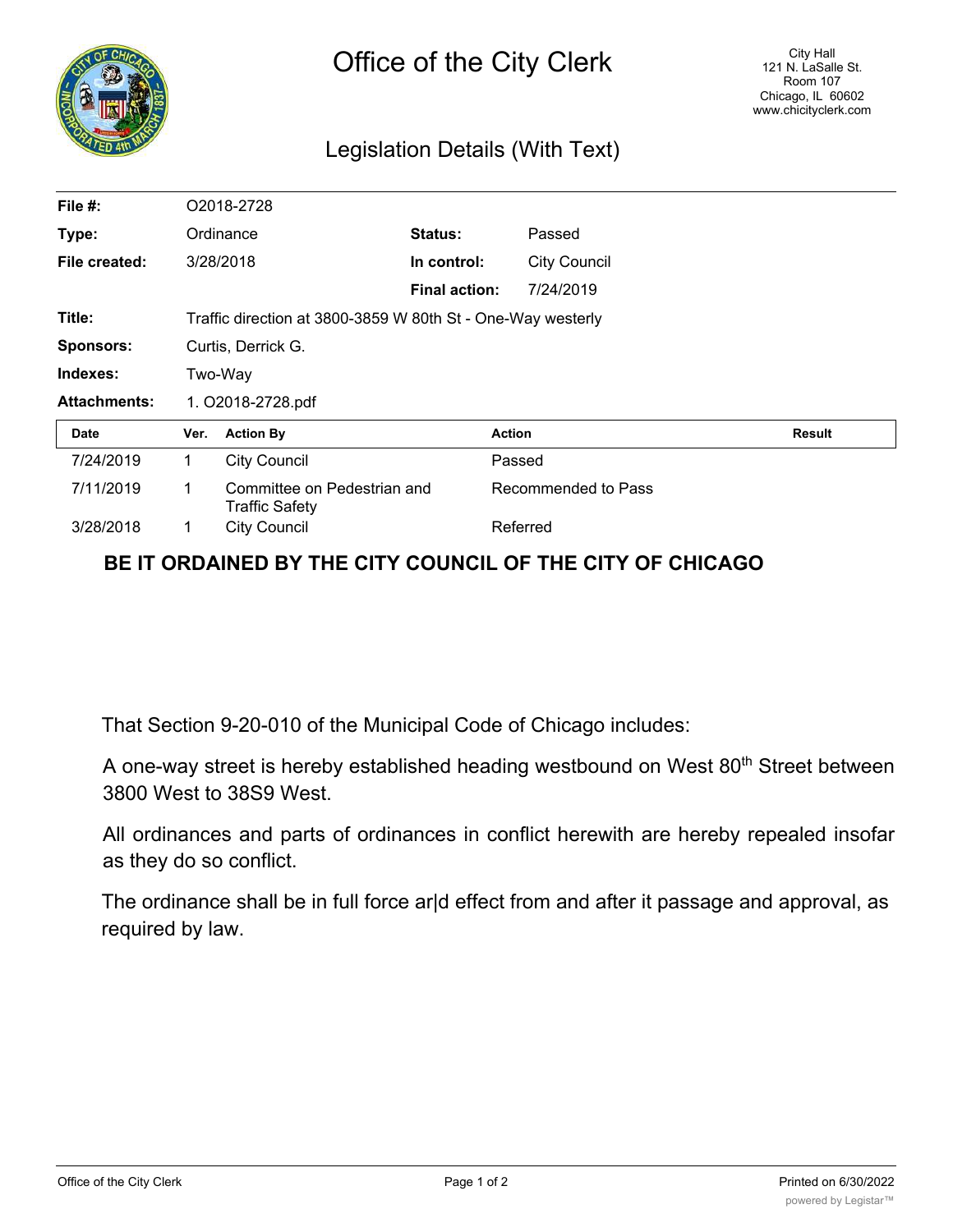# Office of the City Clerk

City Hall
121 N. LaSalle St.
Room 107
Chicago, IL 60602
www.chicityclerk.com

## Legislation Details (With Text)

| | | | |
|---|---|---|---|
| **File #:** | O2018-2728 | | |
| **Type:** | Ordinance | **Status:** | Passed |
| **File created:** | 3/28/2018 | **In control:** | City Council |
| | | **Final action:** | 7/24/2019 |
| **Title:** | Traffic direction at 3800-3859 W 80th St - One-Way westerly | | |
| **Sponsors:** | Curtis, Derrick G. | | |
| **Indexes:** | Two-Way | | |
| **Attachments:** | 1. O2018-2728.pdf | | |

| Date | Ver. | Action By | Action | Result |
|---|---|---|---|---|
| 7/24/2019 | 1 | City Council | Passed | |
| 7/11/2019 | 1 | Committee on Pedestrian and Traffic Safety | Recommended to Pass | |
| 3/28/2018 | 1 | City Council | Referred | |

**BE IT ORDAINED BY THE CITY COUNCIL OF THE CITY OF CHICAGO**

That Section 9-20-010 of the Municipal Code of Chicago includes:

A one-way street is hereby established heading westbound on West 80th Street between 3800 West to 38S9 West.

All ordinances and parts of ordinances in conflict herewith are hereby repealed insofar as they do so conflict.

The ordinance shall be in full force ar|d effect from and after it passage and approval, as required by law.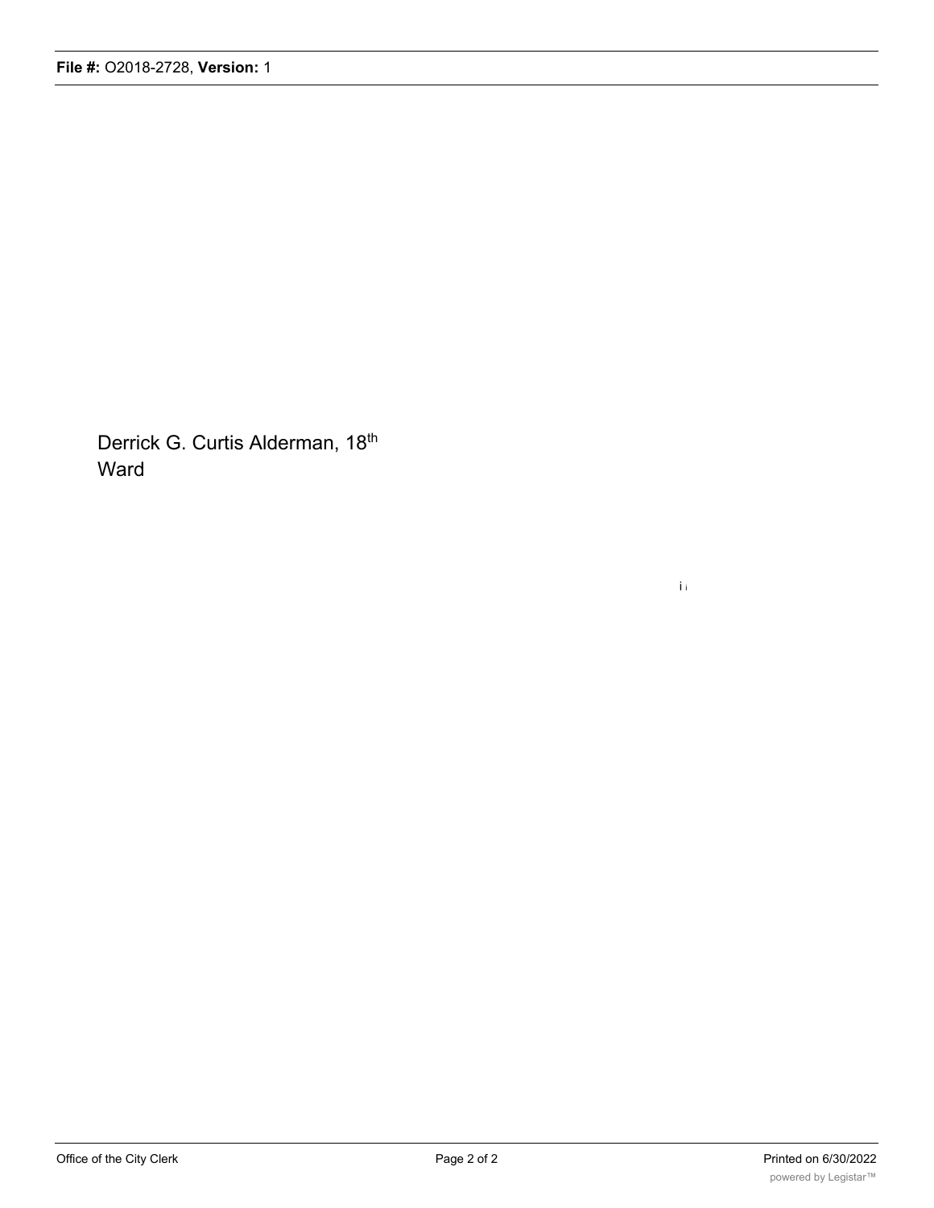Derrick G. Curtis Alderman, 18th Ward

i i